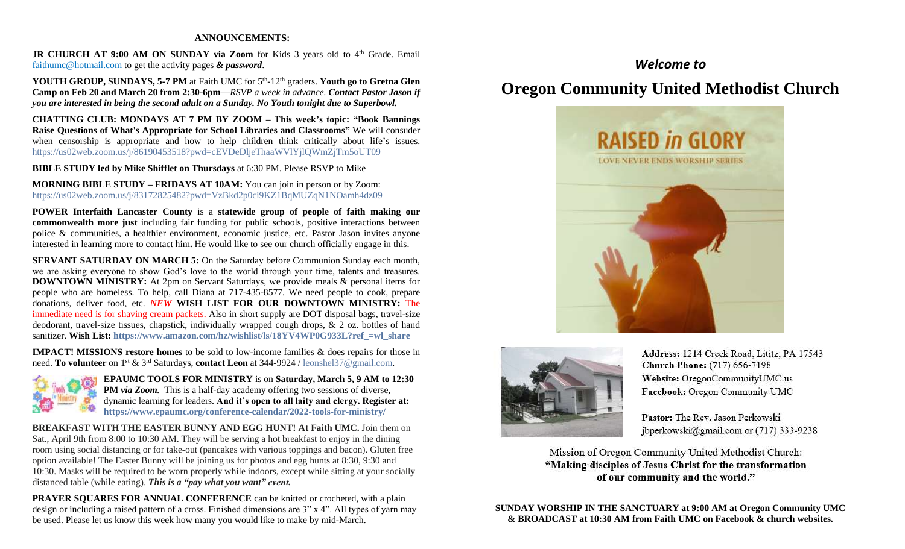## ANNOUNCEMENTS:

**JR CHURCH AT 9:00 AM ON SUNDAY via Zoom** for Kids 3 years old to 4th Grade. Email faithumc@hotmail.com to get the activity pages ***& password***.

**YOUTH GROUP, SUNDAYS, 5-7 PM** at Faith UMC for 5th-12th graders. **Youth go to Gretna Glen Camp on Feb 20 and March 20 from 2:30-6pm—***RSVP a week in advance.* ***Contact Pastor Jason if you are interested in being the second adult on a Sunday. No Youth tonight due to Superbowl.***

**CHATTING CLUB: MONDAYS AT 7 PM BY ZOOM – This week's topic: "Book Bannings Raise Questions of What's Appropriate for School Libraries and Classrooms"** We will consuder when censorship is appropriate and how to help children think critically about life's issues. https://us02web.zoom.us/j/86190453518?pwd=cEVDeDljeThaaWVlYjlQWmZjTm5oUT09

**BIBLE STUDY led by Mike Shifflet on Thursdays** at 6:30 PM. Please RSVP to Mike

**MORNING BIBLE STUDY – FRIDAYS AT 10AM:** You can join in person or by Zoom: https://us02web.zoom.us/j/83172825482?pwd=VzBkd2p0ci9KZ1BqMUZqN1NOamh4dz09

**POWER Interfaith Lancaster County** is a **statewide group of people of faith making our commonwealth more just** including fair funding for public schools, positive interactions between police & communities, a healthier environment, economic justice, etc. Pastor Jason invites anyone interested in learning more to contact him**.** He would like to see our church officially engage in this.

**SERVANT SATURDAY ON MARCH 5:** On the Saturday before Communion Sunday each month, we are asking everyone to show God's love to the world through your time, talents and treasures. **DOWNTOWN MINISTRY:** At 2pm on Servant Saturdays, we provide meals & personal items for people who are homeless. To help, call Diana at 717-435-8577. We need people to cook, prepare donations, deliver food, etc. ***NEW*** **WISH LIST FOR OUR DOWNTOWN MINISTRY:** The immediate need is for shaving cream packets. Also in short supply are DOT disposal bags, travel-size deodorant, travel-size tissues, chapstick, individually wrapped cough drops, & 2 oz. bottles of hand sanitizer. **Wish List: https://www.amazon.com/hz/wishlist/ls/18YV4WP0G933L?ref_=wl_share**

**IMPACT! MISSIONS restore homes** to be sold to low-income families & does repairs for those in need. **To volunteer** on 1st & 3rd Saturdays, **contact Leon** at 344-9924 / leonshel37@gmail.com.

**EPAUMC TOOLS FOR MINISTRY** is on **Saturday, March 5, 9 AM to 12:30 PM** ***via Zoom.*** This is a half-day academy offering two sessions of diverse, dynamic learning for leaders. **And it's open to all laity and clergy. Register at: https://www.epaumc.org/conference-calendar/2022-tools-for-ministry/**

**BREAKFAST WITH THE EASTER BUNNY AND EGG HUNT! At Faith UMC.** Join them on Sat., April 9th from 8:00 to 10:30 AM. They will be serving a hot breakfast to enjoy in the dining room using social distancing or for take-out (pancakes with various toppings and bacon). Gluten free option available! The Easter Bunny will be joining us for photos and egg hunts at 8:30, 9:30 and 10:30. Masks will be required to be worn properly while indoors, except while sitting at your socially distanced table (while eating). ***This is a "pay what you want" event.***

**PRAYER SQUARES FOR ANNUAL CONFERENCE** can be knitted or crocheted, with a plain design or including a raised pattern of a cross. Finished dimensions are 3" x 4". All types of yarn may be used. Please let us know this week how many you would like to make by mid-March.

### *Welcome to*

# Oregon Community United Methodist Church

**RAISED *in* GLORY**
LOVE NEVER ENDS WORSHIP SERIES

**Address:** 1214 Creek Road, Lititz, PA 17543
**Church Phone:** (717) 656-7198
**Website:** OregonCommunityUMC.us
**Facebook:** Oregon Community UMC

**Pastor:** The Rev. Jason Perkowski
jbperkowski@gmail.com or (717) 333-9238

Mission of Oregon Community United Methodist Church:
**"Making disciples of Jesus Christ for the transformation of our community and the world."**

**SUNDAY WORSHIP IN THE SANCTUARY at 9:00 AM at Oregon Community UMC & BROADCAST at 10:30 AM from Faith UMC on Facebook & church websites.**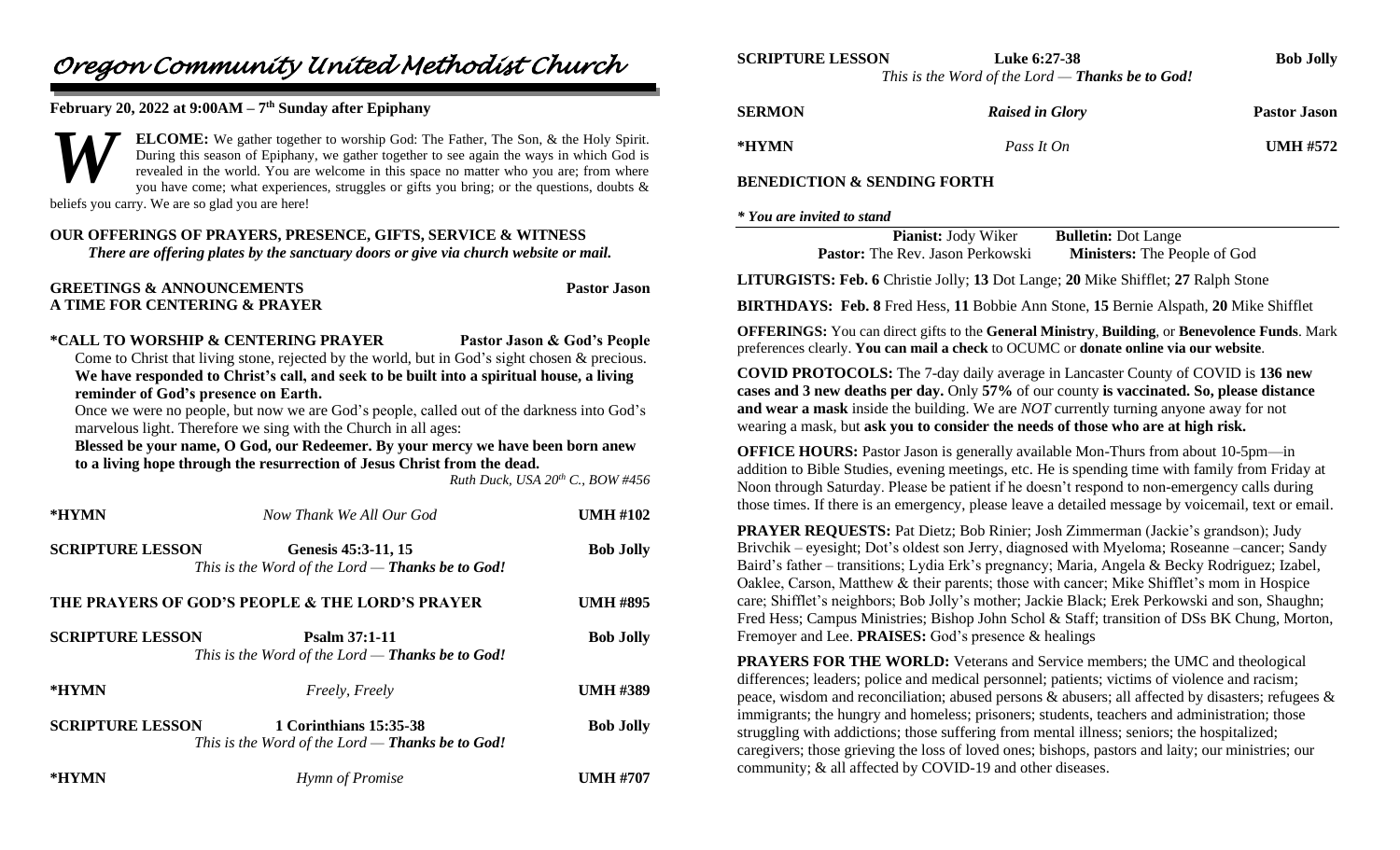# Oregon Community United Methodist Church

**February 20, 2022 at 9:00AM – 7th Sunday after Epiphany**

**WELCOME:** We gather together to worship God: The Father, The Son, & the Holy Spirit. During this season of Epiphany, we gather together to see again the ways in which God is revealed in the world. You are welcome in this space no matter who you are; from where you have come; what experiences, struggles or gifts you bring; or the questions, doubts & beliefs you carry. We are so glad you are here!

**OUR OFFERINGS OF PRAYERS, PRESENCE, GIFTS, SERVICE & WITNESS**
*There are offering plates by the sanctuary doors or give via church website or mail.*

**GREETINGS & ANNOUNCEMENTS** — **Pastor Jason**
**A TIME FOR CENTERING & PRAYER**

**\*CALL TO WORSHIP & CENTERING PRAYER** — **Pastor Jason & God's People**

Come to Christ that living stone, rejected by the world, but in God's sight chosen & precious.
**We have responded to Christ's call, and seek to be built into a spiritual house, a living reminder of God's presence on Earth.**
Once we were no people, but now we are God's people, called out of the darkness into God's marvelous light. Therefore we sing with the Church in all ages:
**Blessed be your name, O God, our Redeemer. By your mercy we have been born anew to a living hope through the resurrection of Jesus Christ from the dead.**

*Ruth Duck, USA 20th C., BOW #456*

| | | |
|---|---|---|
| **\*HYMN** | *Now Thank We All Our God* | **UMH #102** |
| **SCRIPTURE LESSON** | **Genesis 45:3-11, 15** | **Bob Jolly** |
| | *This is the Word of the Lord — **Thanks be to God!*** | |
| **THE PRAYERS OF GOD'S PEOPLE & THE LORD'S PRAYER** | | **UMH #895** |
| **SCRIPTURE LESSON** | **Psalm 37:1-11** | **Bob Jolly** |
| | *This is the Word of the Lord — **Thanks be to God!*** | |
| **\*HYMN** | *Freely, Freely* | **UMH #389** |
| **SCRIPTURE LESSON** | **1 Corinthians 15:35-38** | **Bob Jolly** |
| | *This is the Word of the Lord — **Thanks be to God!*** | |
| **\*HYMN** | *Hymn of Promise* | **UMH #707** |
| **SCRIPTURE LESSON** | **Luke 6:27-38** | **Bob Jolly** |
| | *This is the Word of the Lord — **Thanks be to God!*** | |
| **SERMON** | ***Raised in Glory*** | **Pastor Jason** |
| **\*HYMN** | *Pass It On* | **UMH #572** |

**BENEDICTION & SENDING FORTH**

*\* You are invited to stand*

**Pianist:** Jody Wiker **Bulletin:** Dot Lange
**Pastor:** The Rev. Jason Perkowski **Ministers:** The People of God

**LITURGISTS: Feb. 6** Christie Jolly; **13** Dot Lange; **20** Mike Shifflet; **27** Ralph Stone

**BIRTHDAYS: Feb. 8** Fred Hess, **11** Bobbie Ann Stone, **15** Bernie Alspath, **20** Mike Shifflet

**OFFERINGS:** You can direct gifts to the **General Ministry**, **Building**, or **Benevolence Funds**. Mark preferences clearly. **You can mail a check** to OCUMC or **donate online via our website**.

**COVID PROTOCOLS:** The 7-day daily average in Lancaster County of COVID is **136 new cases and 3 new deaths per day.** Only **57%** of our county **is vaccinated. So, please distance and wear a mask** inside the building. We are *NOT* currently turning anyone away for not wearing a mask, but **ask you to consider the needs of those who are at high risk.**

**OFFICE HOURS:** Pastor Jason is generally available Mon-Thurs from about 10-5pm—in addition to Bible Studies, evening meetings, etc. He is spending time with family from Friday at Noon through Saturday. Please be patient if he doesn't respond to non-emergency calls during those times. If there is an emergency, please leave a detailed message by voicemail, text or email.

**PRAYER REQUESTS:** Pat Dietz; Bob Rinier; Josh Zimmerman (Jackie's grandson); Judy Brivchik – eyesight; Dot's oldest son Jerry, diagnosed with Myeloma; Roseanne –cancer; Sandy Baird's father – transitions; Lydia Erk's pregnancy; Maria, Angela & Becky Rodriguez; Izabel, Oaklee, Carson, Matthew & their parents; those with cancer; Mike Shifflet's mom in Hospice care; Shifflet's neighbors; Bob Jolly's mother; Jackie Black; Erek Perkowski and son, Shaughn; Fred Hess; Campus Ministries; Bishop John Schol & Staff; transition of DSs BK Chung, Morton, Fremoyer and Lee. **PRAISES:** God's presence & healings

**PRAYERS FOR THE WORLD:** Veterans and Service members; the UMC and theological differences; leaders; police and medical personnel; patients; victims of violence and racism; peace, wisdom and reconciliation; abused persons & abusers; all affected by disasters; refugees & immigrants; the hungry and homeless; prisoners; students, teachers and administration; those struggling with addictions; those suffering from mental illness; seniors; the hospitalized; caregivers; those grieving the loss of loved ones; bishops, pastors and laity; our ministries; our community; & all affected by COVID-19 and other diseases.